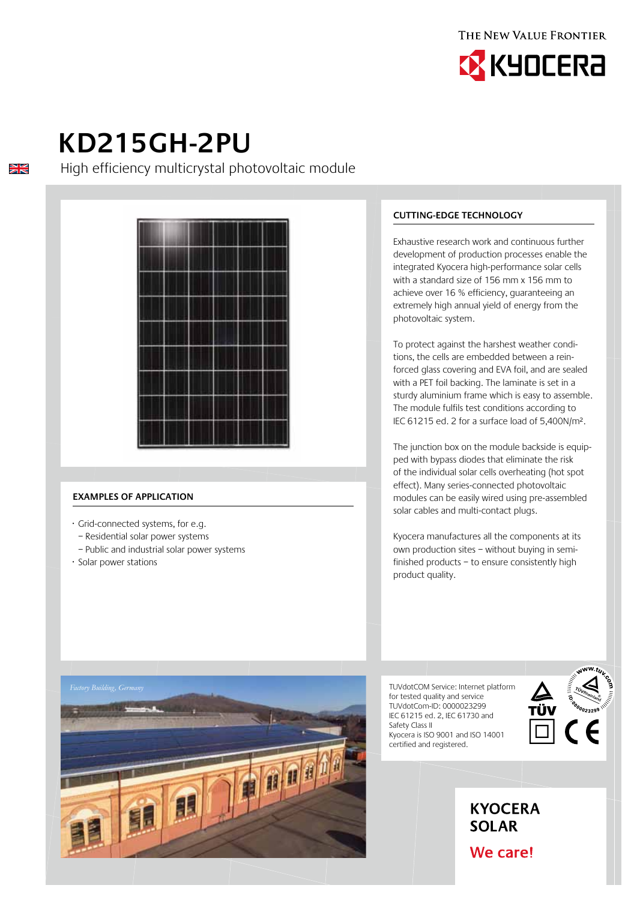THE NEW VALUE FRONTIER

KYOCERA

# KD215GH-2PU

High efficiency multicrystal photovoltaic module

## CUTTING-EDGE TECHNOLOGY

Exhaustive research work and continuous further development of production processes enable the integrated Kyocera high-performance solar cells with a standard size of 156 mm x 156 mm to achieve over 16 % efficiency, guaranteeing an extremely high annual yield of energy from the photovoltaic system.

To protect against the harshest weather conditions, the cells are embedded between a reinforced glass covering and EVA foil, and are sealed with a PET foil backing. The laminate is set in a sturdy aluminium frame which is easy to assemble. The module fulfils test conditions according to IEC 61215 ed. 2 for a surface load of 5,400N/m².

The junction box on the module backside is equipped with bypass diodes that eliminate the risk of the individual solar cells overheating (hot spot effect). Many series-connected photovoltaic modules can be easily wired using pre-assembled solar cables and multi-contact plugs.

Kyocera manufactures all the components at its own production sites – without buying in semi-finished products – to ensure consistently high product quality.

## EXAMPLES OF APPLICATION

- Grid-connected systems, for e.g.
  - Residential solar power systems
  - Public and industrial solar power systems
- Solar power stations

*Factory Building, Germany*

TUVdotCOM Service: Internet platform for tested quality and service
TUVdotCom-ID: 0000023299
IEC 61215 ed. 2, IEC 61730 and Safety Class II
Kyocera is ISO 9001 and ISO 14001 certified and registered.

**KYOCERA SOLAR**

**We care!**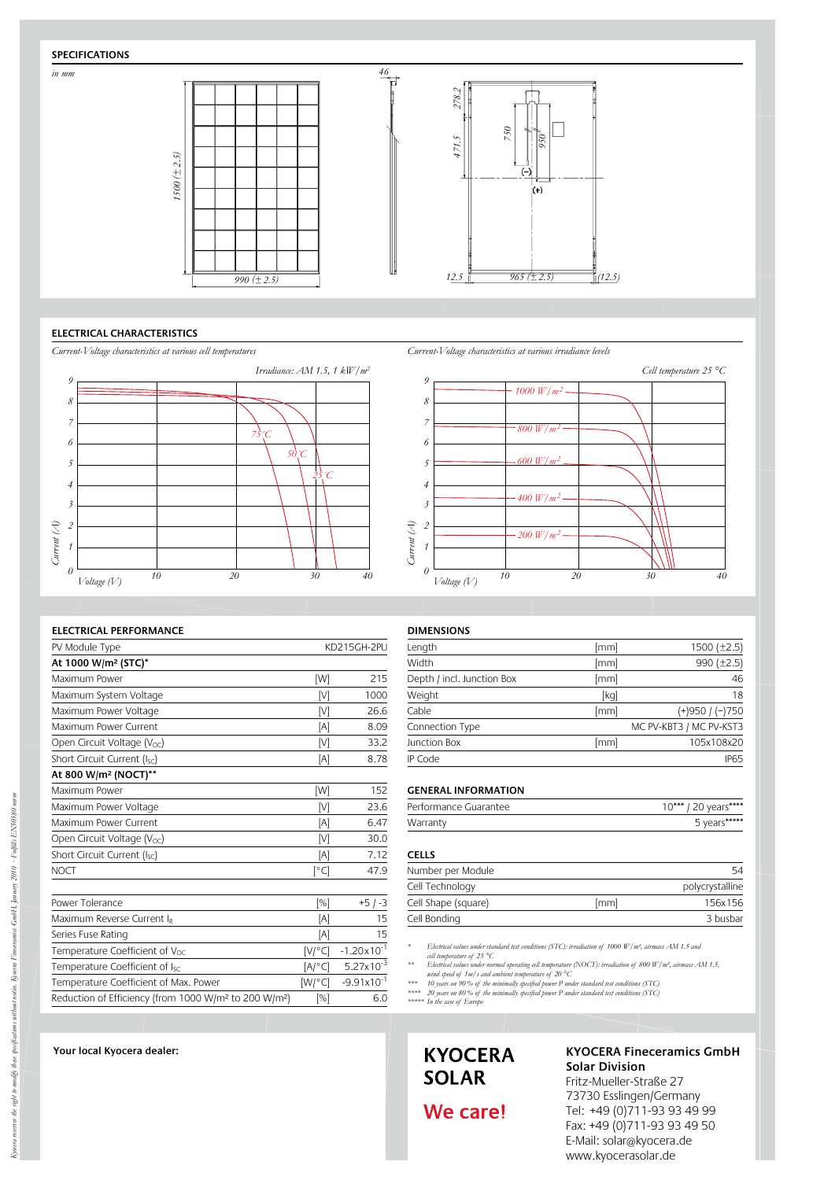## SPECIFICATIONS

*in mm*

1500 (± 2.5)

990 (± 2.5)

46

278.2

471.5

750

950

(−)

(+)

12.5

965 (± 2.5)

(12.5)

## ELECTRICAL CHARACTERISTICS

*Current-Voltage characteristics at various cell temperatures*

*Irradiance: AM 1.5, 1 kW/m²*

Current (A)

Voltage (V)

0 1 2 3 4 5 6 7 8 9

10 20 30 40

75°C

50°C

25°C

*Current-Voltage characteristics at various irradiance levels*

*Cell temperature 25 °C*

Current (A)

Voltage (V)

0 1 2 3 4 5 6 7 8 9

10 20 30 40

1000 W/m²

800 W/m²

600 W/m²

400 W/m²

200 W/m²

## ELECTRICAL PERFORMANCE

| | | |
|---|---|---|
| PV Module Type | | KD215GH-2PU |
| **At 1000 W/m² (STC)*** | | |
| Maximum Power | [W] | 215 |
| Maximum System Voltage | [V] | 1000 |
| Maximum Power Voltage | [V] | 26.6 |
| Maximum Power Current | [A] | 8.09 |
| Open Circuit Voltage ($V_{OC}$) | [V] | 33.2 |
| Short Circuit Current ($I_{SC}$) | [A] | 8.78 |
| **At 800 W/m² (NOCT)**** | | |
| Maximum Power | [W] | 152 |
| Maximum Power Voltage | [V] | 23.6 |
| Maximum Power Current | [A] | 6.47 |
| Open Circuit Voltage ($V_{OC}$) | [V] | 30.0 |
| Short Circuit Current ($I_{SC}$) | [A] | 7.12 |
| NOCT | [°C] | 47.9 |
| | | |
| Power Tolerance | [%] | +5 / -3 |
| Maximum Reverse Current $I_R$ | [A] | 15 |
| Series Fuse Rating | [A] | 15 |
| Temperature Coefficient of $V_{OC}$ | [V/°C] | $-1.20 \times 10^{-1}$ |
| Temperature Coefficient of $I_{SC}$ | [A/°C] | $5.27 \times 10^{-3}$ |
| Temperature Coefficient of Max. Power | [W/°C] | $-9.91 \times 10^{-1}$ |
| Reduction of Efficiency (from 1000 W/m² to 200 W/m²) | [%] | 6.0 |

## DIMENSIONS

| | | |
|---|---|---|
| Length | [mm] | 1500 (±2.5) |
| Width | [mm] | 990 (±2.5) |
| Depth / incl. Junction Box | [mm] | 46 |
| Weight | [kg] | 18 |
| Cable | [mm] | (+)950 / (−)750 |
| Connection Type | | MC PV-KBT3 / MC PV-KST3 |
| Junction Box | [mm] | 105x108x20 |
| IP Code | | IP65 |

## GENERAL INFORMATION

| | |
|---|---|
| Performance Guarantee | 10*** / 20 years**** |
| Warranty | 5 years***** |

## CELLS

| | | |
|---|---|---|
| Number per Module | | 54 |
| Cell Technology | | polycrystalline |
| Cell Shape (square) | [mm] | 156x156 |
| Cell Bonding | | 3 busbar |

\* *Electrical values under standard test conditions (STC): irradiation of 1000 W/m², airmass AM 1.5 and cell temperature of 25 °C*

\*\* *Electrical values under normal operating cell temperature (NOCT): irradiation of 800 W/m², airmass AM 1.5, wind speed of 1m/s and ambient temperature of 20 °C*

\*\*\* *10 years on 90 % of the minimally specified power P under standard test conditions (STC)*

\*\*\*\* *20 years on 80 % of the minimally specified power P under standard test conditions (STC)*

\*\*\*\*\* *In the case of Europe*

**Your local Kyocera dealer:**

**KYOCERA SOLAR**

**We care!**

**KYOCERA Fineceramics GmbH**
**Solar Division**
Fritz-Mueller-Straße 27
73730 Esslingen/Germany
Tel: +49 (0)711-93 93 49 99
Fax: +49 (0)711-93 93 49 50
E-Mail: solar@kyocera.de
www.kyocerasolar.de

*Kyocera reserves the right to modify these specifications without notice. Kyocera Fineceramics GmbH, January 2010 · Fulfills EN50380 norm*